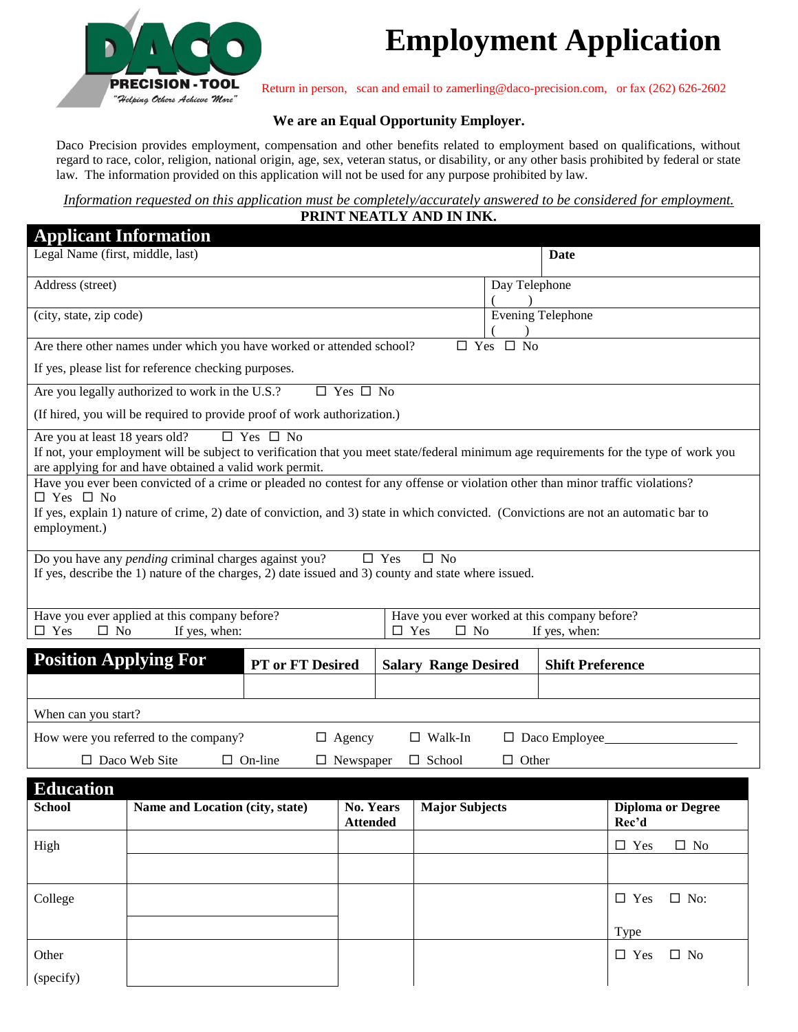DACO PRECISION - TOOL
"Helping Others Achieve More"

# Employment Application

Return in person, scan and email to zamerling@daco-precision.com, or fax (262) 626-2602

**We are an Equal Opportunity Employer.**

Daco Precision provides employment, compensation and other benefits related to employment based on qualifications, without regard to race, color, religion, national origin, age, sex, veteran status, or disability, or any other basis prohibited by federal or state law. The information provided on this application will not be used for any purpose prohibited by law.

*Information requested on this application must be completely/accurately answered to be considered for employment.*

**PRINT NEATLY AND IN INK.**

## Applicant Information

| Legal Name (first, middle, last) | **Date** |
|---|---|
| Address (street) | Day Telephone ( ) |
| (city, state, zip code) | Evening Telephone ( ) |

Are there other names under which you have worked or attended school? ☐ Yes ☐ No

If yes, please list for reference checking purposes.

Are you legally authorized to work in the U.S.? ☐ Yes ☐ No

(If hired, you will be required to provide proof of work authorization.)

Are you at least 18 years old? ☐ Yes ☐ No

If not, your employment will be subject to verification that you meet state/federal minimum age requirements for the type of work you are applying for and have obtained a valid work permit.

Have you ever been convicted of a crime or pleaded no contest for any offense or violation other than minor traffic violations?
☐ Yes ☐ No

If yes, explain 1) nature of crime, 2) date of conviction, and 3) state in which convicted. (Convictions are not an automatic bar to employment.)

Do you have any *pending* criminal charges against you? ☐ Yes ☐ No

If yes, describe the 1) nature of the charges, 2) date issued and 3) county and state where issued.

| Have you ever applied at this company before? ☐ Yes ☐ No If yes, when: | Have you ever worked at this company before? ☐ Yes ☐ No If yes, when: |
|---|---|

## Position Applying For

| Position Applying For | PT or FT Desired | Salary Range Desired | Shift Preference |
|---|---|---|---|
| | | | |

When can you start?

How were you referred to the company? ☐ Agency ☐ Walk-In ☐ Daco Employee\_\_\_\_\_\_\_\_\_\_\_\_\_\_\_\_\_\_

☐ Daco Web Site ☐ On-line ☐ Newspaper ☐ School ☐ Other

## Education

| School | Name and Location (city, state) | No. Years Attended | Major Subjects | Diploma or Degree Rec'd |
|---|---|---|---|---|
| High | | | | ☐ Yes ☐ No |
| | | | | |
| College | | | | ☐ Yes ☐ No: |
| | | | | Type |
| Other (specify) | | | | ☐ Yes ☐ No |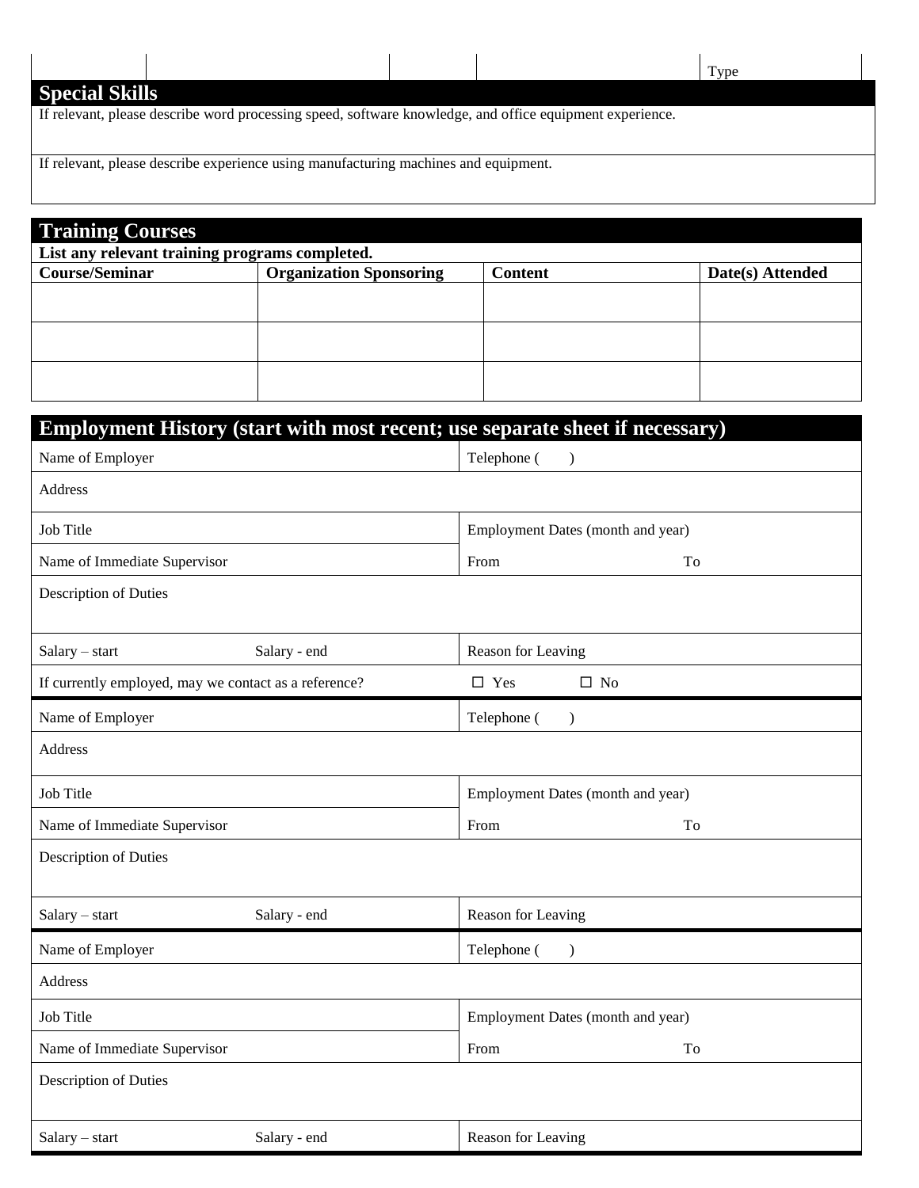| | | | | Type |
|---|---|---|---|---|

## Special Skills

If relevant, please describe word processing speed, software knowledge, and office equipment experience.

If relevant, please describe experience using manufacturing machines and equipment.

## Training Courses

**List any relevant training programs completed.**

| Course/Seminar | Organization Sponsoring | Content | Date(s) Attended |
|---|---|---|---|
| | | | |
| | | | |
| | | | |

## Employment History (start with most recent; use separate sheet if necessary)

| | |
|---|---|
| Name of Employer | Telephone (    ) |
| Address | |
| Job Title | Employment Dates (month and year) |
| Name of Immediate Supervisor | From        To |
| Description of Duties | |
| Salary – start        Salary - end | Reason for Leaving |
| If currently employed, may we contact as a reference? | ☐ Yes    ☐ No |

| | |
|---|---|
| Name of Employer | Telephone (    ) |
| Address | |
| Job Title | Employment Dates (month and year) |
| Name of Immediate Supervisor | From        To |
| Description of Duties | |
| Salary – start        Salary - end | Reason for Leaving |

| | |
|---|---|
| Name of Employer | Telephone (    ) |
| Address | |
| Job Title | Employment Dates (month and year) |
| Name of Immediate Supervisor | From        To |
| Description of Duties | |
| Salary – start        Salary - end | Reason for Leaving |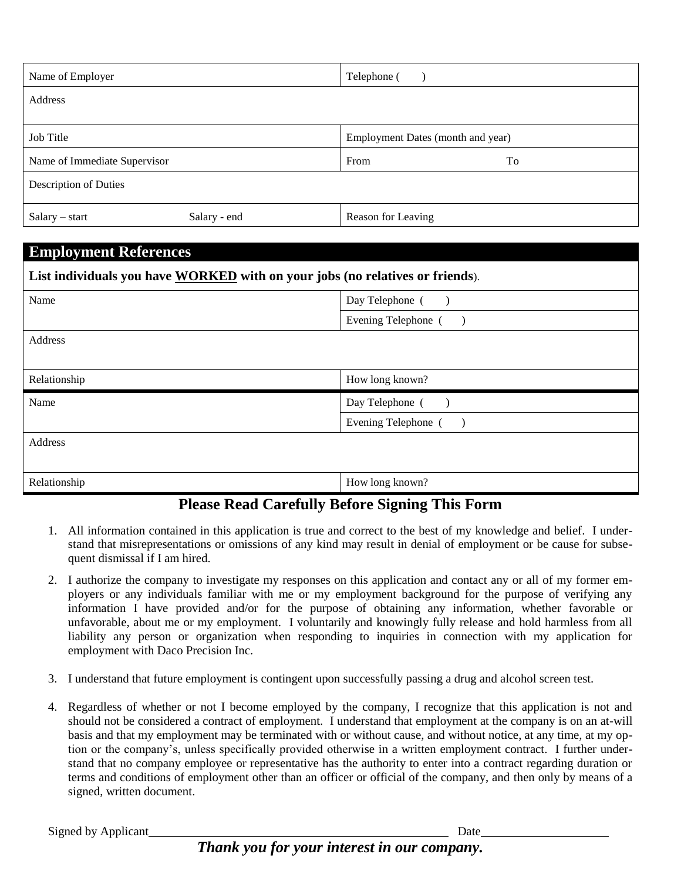| | |
|---|---|
| Name of Employer | Telephone (     ) |
| Address | |
| Job Title | Employment Dates (month and year) |
| Name of Immediate Supervisor | From                    To |
| Description of Duties | |
| Salary – start                    Salary - end | Reason for Leaving |

## Employment References

**List individuals you have WORKED with on your jobs (no relatives or friends).**

| | |
|---|---|
| Name | Day Telephone (     ) |
| | Evening Telephone (     ) |
| Address | |
| Relationship | How long known? |
| Name | Day Telephone (     ) |
| | Evening Telephone (     ) |
| Address | |
| Relationship | How long known? |

## Please Read Carefully Before Signing This Form

1. All information contained in this application is true and correct to the best of my knowledge and belief. I understand that misrepresentations or omissions of any kind may result in denial of employment or be cause for subsequent dismissal if I am hired.

2. I authorize the company to investigate my responses on this application and contact any or all of my former employers or any individuals familiar with me or my employment background for the purpose of verifying any information I have provided and/or for the purpose of obtaining any information, whether favorable or unfavorable, about me or my employment. I voluntarily and knowingly fully release and hold harmless from all liability any person or organization when responding to inquiries in connection with my application for employment with Daco Precision Inc.

3. I understand that future employment is contingent upon successfully passing a drug and alcohol screen test.

4. Regardless of whether or not I become employed by the company, I recognize that this application is not and should not be considered a contract of employment. I understand that employment at the company is on an at-will basis and that my employment may be terminated with or without cause, and without notice, at any time, at my option or the company's, unless specifically provided otherwise in a written employment contract. I further understand that no company employee or representative has the authority to enter into a contract regarding duration or terms and conditions of employment other than an officer or official of the company, and then only by means of a signed, written document.

Signed by Applicant__________________________________________________ Date____________________

***Thank you for your interest in our company.***